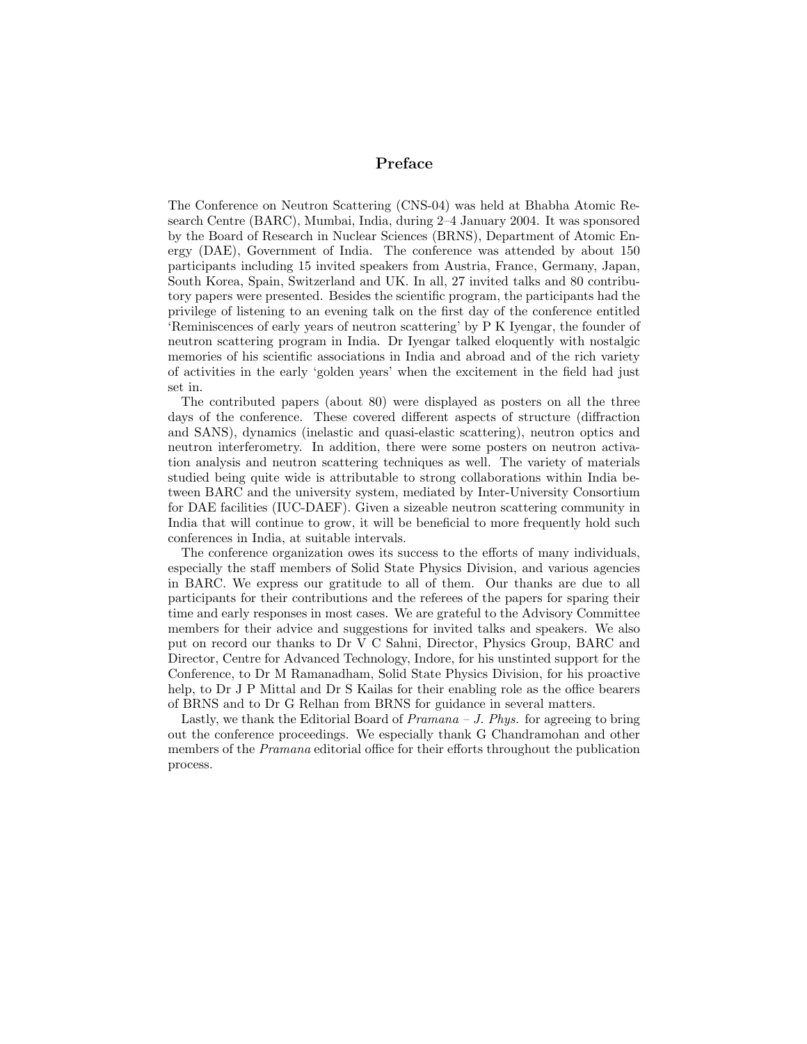# Preface

The Conference on Neutron Scattering (CNS-04) was held at Bhabha Atomic Research Centre (BARC), Mumbai, India, during 2–4 January 2004. It was sponsored by the Board of Research in Nuclear Sciences (BRNS), Department of Atomic Energy (DAE), Government of India. The conference was attended by about 150 participants including 15 invited speakers from Austria, France, Germany, Japan, South Korea, Spain, Switzerland and UK. In all, 27 invited talks and 80 contributory papers were presented. Besides the scientific program, the participants had the privilege of listening to an evening talk on the first day of the conference entitled 'Reminiscences of early years of neutron scattering' by P K Iyengar, the founder of neutron scattering program in India. Dr Iyengar talked eloquently with nostalgic memories of his scientific associations in India and abroad and of the rich variety of activities in the early 'golden years' when the excitement in the field had just set in.

The contributed papers (about 80) were displayed as posters on all the three days of the conference. These covered different aspects of structure (diffraction and SANS), dynamics (inelastic and quasi-elastic scattering), neutron optics and neutron interferometry. In addition, there were some posters on neutron activation analysis and neutron scattering techniques as well. The variety of materials studied being quite wide is attributable to strong collaborations within India between BARC and the university system, mediated by Inter-University Consortium for DAE facilities (IUC-DAEF). Given a sizeable neutron scattering community in India that will continue to grow, it will be beneficial to more frequently hold such conferences in India, at suitable intervals.

The conference organization owes its success to the efforts of many individuals, especially the staff members of Solid State Physics Division, and various agencies in BARC. We express our gratitude to all of them. Our thanks are due to all participants for their contributions and the referees of the papers for sparing their time and early responses in most cases. We are grateful to the Advisory Committee members for their advice and suggestions for invited talks and speakers. We also put on record our thanks to Dr V C Sahni, Director, Physics Group, BARC and Director, Centre for Advanced Technology, Indore, for his unstinted support for the Conference, to Dr M Ramanadham, Solid State Physics Division, for his proactive help, to Dr J P Mittal and Dr S Kailas for their enabling role as the office bearers of BRNS and to Dr G Relhan from BRNS for guidance in several matters.

Lastly, we thank the Editorial Board of *Pramana – J. Phys.* for agreeing to bring out the conference proceedings. We especially thank G Chandramohan and other members of the *Pramana* editorial office for their efforts throughout the publication process.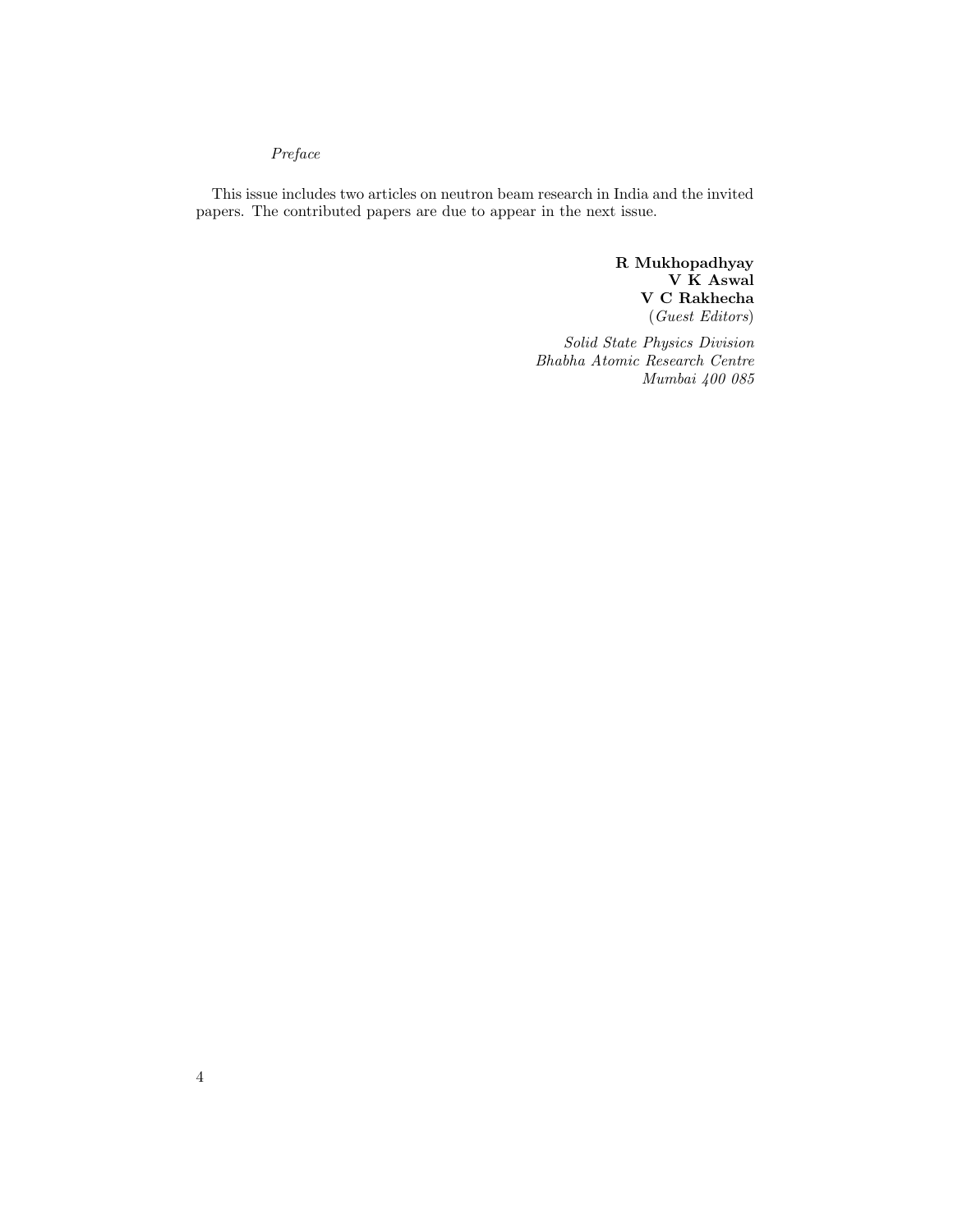*Preface*

This issue includes two articles on neutron beam research in India and the invited papers. The contributed papers are due to appear in the next issue.

**R Mukhopadhyay**
**V K Aswal**
**V C Rakhecha**
(*Guest Editors*)

*Solid State Physics Division*
*Bhabha Atomic Research Centre*
*Mumbai 400 085*